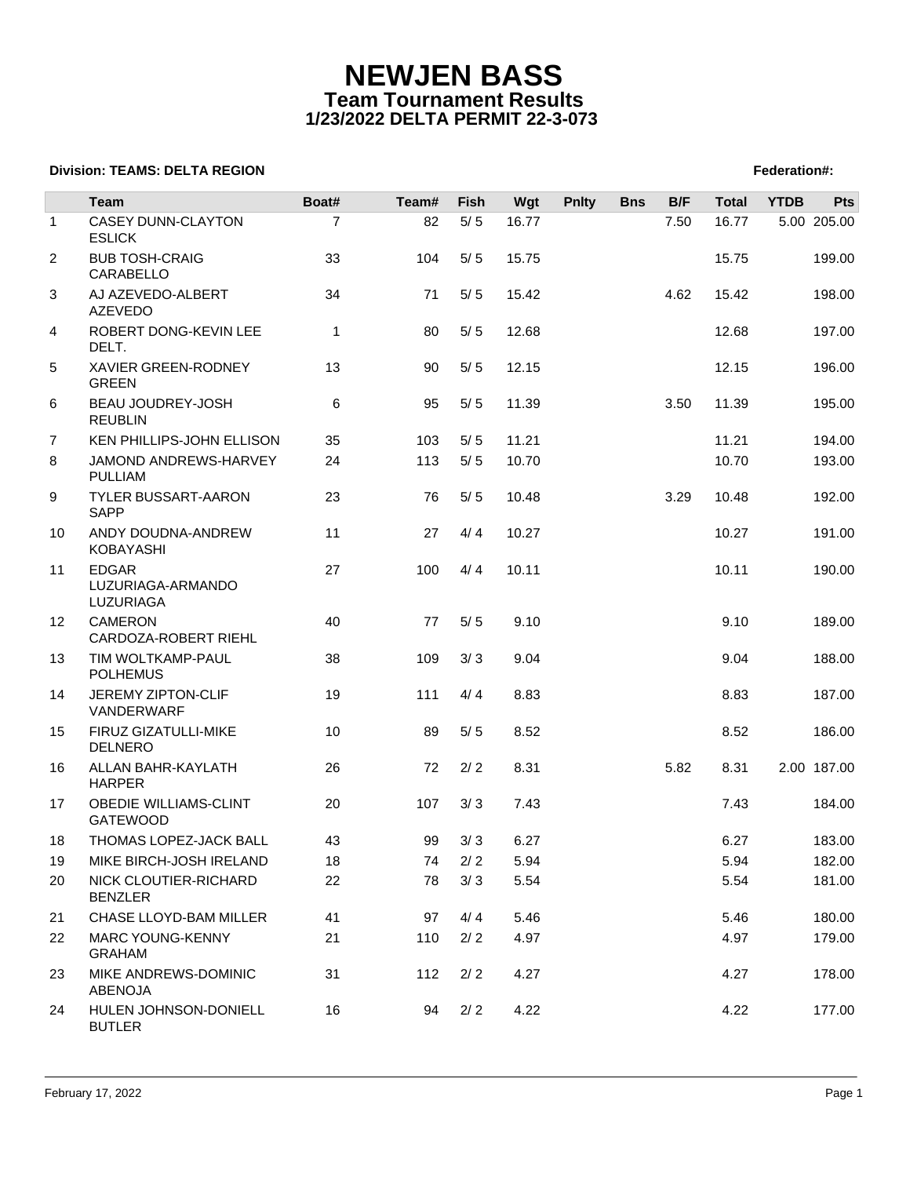# NEWJEN BASS

## Team Tournament Results

### 1/23/2022 DELTA PERMIT 22-3-073

**Division: TEAMS: DELTA REGION** **Federation#:**

| | Team | Boat# | Team# | Fish | Wgt | Pnlty | Bns | B/F | Total | YTDB | Pts |
|---|---|---|---|---|---|---|---|---|---|---|---|
| 1 | CASEY DUNN-CLAYTON ESLICK | 7 | 82 | 5/ 5 | 16.77 | | | 7.50 | 16.77 | 5.00 | 205.00 |
| 2 | BUB TOSH-CRAIG CARABELLO | 33 | 104 | 5/ 5 | 15.75 | | | | 15.75 | | 199.00 |
| 3 | AJ AZEVEDO-ALBERT AZEVEDO | 34 | 71 | 5/ 5 | 15.42 | | | 4.62 | 15.42 | | 198.00 |
| 4 | ROBERT DONG-KEVIN LEE DELT. | 1 | 80 | 5/ 5 | 12.68 | | | | 12.68 | | 197.00 |
| 5 | XAVIER GREEN-RODNEY GREEN | 13 | 90 | 5/ 5 | 12.15 | | | | 12.15 | | 196.00 |
| 6 | BEAU JOUDREY-JOSH REUBLIN | 6 | 95 | 5/ 5 | 11.39 | | | 3.50 | 11.39 | | 195.00 |
| 7 | KEN PHILLIPS-JOHN ELLISON | 35 | 103 | 5/ 5 | 11.21 | | | | 11.21 | | 194.00 |
| 8 | JAMOND ANDREWS-HARVEY PULLIAM | 24 | 113 | 5/ 5 | 10.70 | | | | 10.70 | | 193.00 |
| 9 | TYLER BUSSART-AARON SAPP | 23 | 76 | 5/ 5 | 10.48 | | | 3.29 | 10.48 | | 192.00 |
| 10 | ANDY DOUDNA-ANDREW KOBAYASHI | 11 | 27 | 4/ 4 | 10.27 | | | | 10.27 | | 191.00 |
| 11 | EDGAR LUZURIAGA-ARMANDO LUZURIAGA | 27 | 100 | 4/ 4 | 10.11 | | | | 10.11 | | 190.00 |
| 12 | CAMERON CARDOZA-ROBERT RIEHL | 40 | 77 | 5/ 5 | 9.10 | | | | 9.10 | | 189.00 |
| 13 | TIM WOLTKAMP-PAUL POLHEMUS | 38 | 109 | 3/ 3 | 9.04 | | | | 9.04 | | 188.00 |
| 14 | JEREMY ZIPTON-CLIF VANDERWARF | 19 | 111 | 4/ 4 | 8.83 | | | | 8.83 | | 187.00 |
| 15 | FIRUZ GIZATULLI-MIKE DELNERO | 10 | 89 | 5/ 5 | 8.52 | | | | 8.52 | | 186.00 |
| 16 | ALLAN BAHR-KAYLATH HARPER | 26 | 72 | 2/ 2 | 8.31 | | | 5.82 | 8.31 | 2.00 | 187.00 |
| 17 | OBEDIE WILLIAMS-CLINT GATEWOOD | 20 | 107 | 3/ 3 | 7.43 | | | | 7.43 | | 184.00 |
| 18 | THOMAS LOPEZ-JACK BALL | 43 | 99 | 3/ 3 | 6.27 | | | | 6.27 | | 183.00 |
| 19 | MIKE BIRCH-JOSH IRELAND | 18 | 74 | 2/ 2 | 5.94 | | | | 5.94 | | 182.00 |
| 20 | NICK CLOUTIER-RICHARD BENZLER | 22 | 78 | 3/ 3 | 5.54 | | | | 5.54 | | 181.00 |
| 21 | CHASE LLOYD-BAM MILLER | 41 | 97 | 4/ 4 | 5.46 | | | | 5.46 | | 180.00 |
| 22 | MARC YOUNG-KENNY GRAHAM | 21 | 110 | 2/ 2 | 4.97 | | | | 4.97 | | 179.00 |
| 23 | MIKE ANDREWS-DOMINIC ABENOJA | 31 | 112 | 2/ 2 | 4.27 | | | | 4.27 | | 178.00 |
| 24 | HULEN JOHNSON-DONIELL BUTLER | 16 | 94 | 2/ 2 | 4.22 | | | | 4.22 | | 177.00 |

February 17, 2022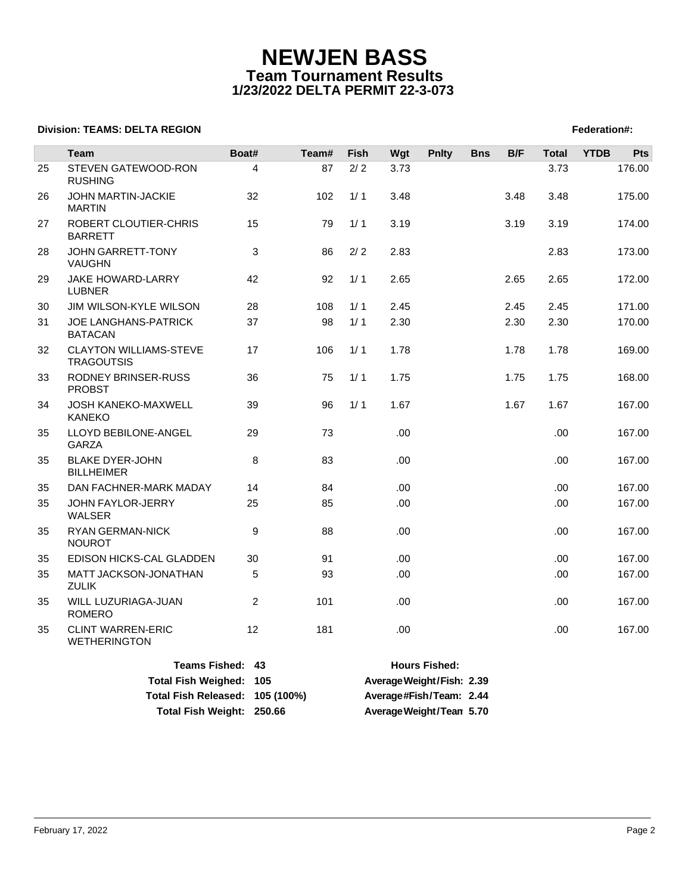# NEWJEN BASS
## Team Tournament Results
## 1/23/2022 DELTA PERMIT 22-3-073

**Division: TEAMS: DELTA REGION** **Federation#:**

| | Team | Boat# | Team# | Fish | Wgt | Pnlty | Bns | B/F | Total | YTDB | Pts |
|---|---|---|---|---|---|---|---|---|---|---|---|
| 25 | STEVEN GATEWOOD-RON RUSHING | 4 | 87 | 2/ 2 | 3.73 | | | | 3.73 | | 176.00 |
| 26 | JOHN MARTIN-JACKIE MARTIN | 32 | 102 | 1/ 1 | 3.48 | | | 3.48 | 3.48 | | 175.00 |
| 27 | ROBERT CLOUTIER-CHRIS BARRETT | 15 | 79 | 1/ 1 | 3.19 | | | 3.19 | 3.19 | | 174.00 |
| 28 | JOHN GARRETT-TONY VAUGHN | 3 | 86 | 2/ 2 | 2.83 | | | | 2.83 | | 173.00 |
| 29 | JAKE HOWARD-LARRY LUBNER | 42 | 92 | 1/ 1 | 2.65 | | | 2.65 | 2.65 | | 172.00 |
| 30 | JIM WILSON-KYLE WILSON | 28 | 108 | 1/ 1 | 2.45 | | | 2.45 | 2.45 | | 171.00 |
| 31 | JOE LANGHANS-PATRICK BATACAN | 37 | 98 | 1/ 1 | 2.30 | | | 2.30 | 2.30 | | 170.00 |
| 32 | CLAYTON WILLIAMS-STEVE TRAGOUTSIS | 17 | 106 | 1/ 1 | 1.78 | | | 1.78 | 1.78 | | 169.00 |
| 33 | RODNEY BRINSER-RUSS PROBST | 36 | 75 | 1/ 1 | 1.75 | | | 1.75 | 1.75 | | 168.00 |
| 34 | JOSH KANEKO-MAXWELL KANEKO | 39 | 96 | 1/ 1 | 1.67 | | | 1.67 | 1.67 | | 167.00 |
| 35 | LLOYD BEBILONE-ANGEL GARZA | 29 | 73 | | .00 | | | | .00 | | 167.00 |
| 35 | BLAKE DYER-JOHN BILLHEIMER | 8 | 83 | | .00 | | | | .00 | | 167.00 |
| 35 | DAN FACHNER-MARK MADAY | 14 | 84 | | .00 | | | | .00 | | 167.00 |
| 35 | JOHN FAYLOR-JERRY WALSER | 25 | 85 | | .00 | | | | .00 | | 167.00 |
| 35 | RYAN GERMAN-NICK NOUROT | 9 | 88 | | .00 | | | | .00 | | 167.00 |
| 35 | EDISON HICKS-CAL GLADDEN | 30 | 91 | | .00 | | | | .00 | | 167.00 |
| 35 | MATT JACKSON-JONATHAN ZULIK | 5 | 93 | | .00 | | | | .00 | | 167.00 |
| 35 | WILL LUZURIAGA-JUAN ROMERO | 2 | 101 | | .00 | | | | .00 | | 167.00 |
| 35 | CLINT WARREN-ERIC WETHERINGTON | 12 | 181 | | .00 | | | | .00 | | 167.00 |

**Teams Fished: 43**
**Total Fish Weighed: 105**
**Total Fish Released: 105 (100%)**
**Total Fish Weight: 250.66**

**Hours Fished:**
**AverageWeight/Fish: 2.39**
**Average#Fish/Team: 2.44**
**AverageWeight/Tean 5.70**

February 17, 2022